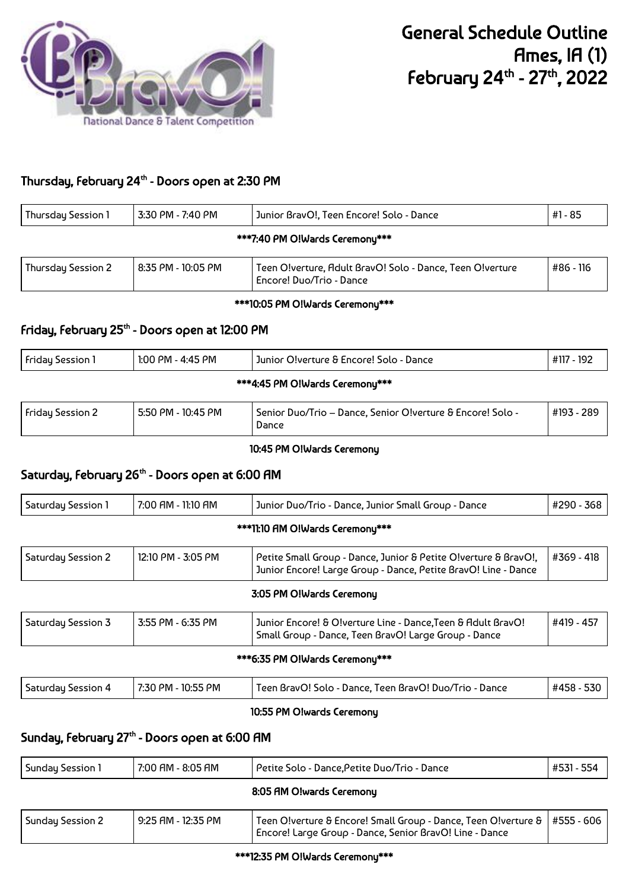# General Schedule Outline
## Ames, IA (1)
## February 24th - 27th, 2022

### Thursday, February 24th - Doors open at 2:30 PM

| Thursday Session 1 | 3:30 PM - 7:40 PM | Junior BravO!, Teen Encore! Solo - Dance | #1 - 85 |
|---|---|---|---|

***7:40 PM O!Wards Ceremony***

| Thursday Session 2 | 8:35 PM - 10:05 PM | Teen O!verture, Adult BravO! Solo - Dance, Teen O!verture Encore! Duo/Trio - Dance | #86 - 116 |
|---|---|---|---|

***10:05 PM O!Wards Ceremony***

### Friday, February 25th - Doors open at 12:00 PM

| Friday Session 1 | 1:00 PM - 4:45 PM | Junior O!verture & Encore! Solo - Dance | #117 - 192 |
|---|---|---|---|

***4:45 PM O!Wards Ceremony***

| Friday Session 2 | 5:50 PM - 10:45 PM | Senior Duo/Trio – Dance, Senior O!verture & Encore! Solo - Dance | #193 - 289 |
|---|---|---|---|

10:45 PM O!Wards Ceremony

### Saturday, February 26th - Doors open at 6:00 AM

| Saturday Session 1 | 7:00 AM - 11:10 AM | Junior Duo/Trio - Dance, Junior Small Group - Dance | #290 - 368 |
|---|---|---|---|

***11:10 AM O!Wards Ceremony***

| Saturday Session 2 | 12:10 PM - 3:05 PM | Petite Small Group - Dance, Junior & Petite O!verture & BravO!, Junior Encore! Large Group - Dance, Petite BravO! Line - Dance | #369 - 418 |
|---|---|---|---|

3:05 PM O!Wards Ceremony

| Saturday Session 3 | 3:55 PM - 6:35 PM | Junior Encore! & O!verture Line - Dance,Teen & Adult BravO! Small Group - Dance, Teen BravO! Large Group - Dance | #419 - 457 |
|---|---|---|---|

***6:35 PM O!Wards Ceremony***

| Saturday Session 4 | 7:30 PM - 10:55 PM | Teen BravO! Solo - Dance, Teen BravO! Duo/Trio - Dance | #458 - 530 |
|---|---|---|---|

10:55 PM O!wards Ceremony

### Sunday, February 27th - Doors open at 6:00 AM

| Sunday Session 1 | 7:00 AM - 8:05 AM | Petite Solo - Dance,Petite Duo/Trio - Dance | #531 - 554 |
|---|---|---|---|

8:05 AM O!wards Ceremony

| Sunday Session 2 | 9:25 AM - 12:35 PM | Teen O!verture & Encore! Small Group - Dance, Teen O!verture & Encore! Large Group - Dance, Senior BravO! Line - Dance | #555 - 606 |
|---|---|---|---|

***12:35 PM O!Wards Ceremony***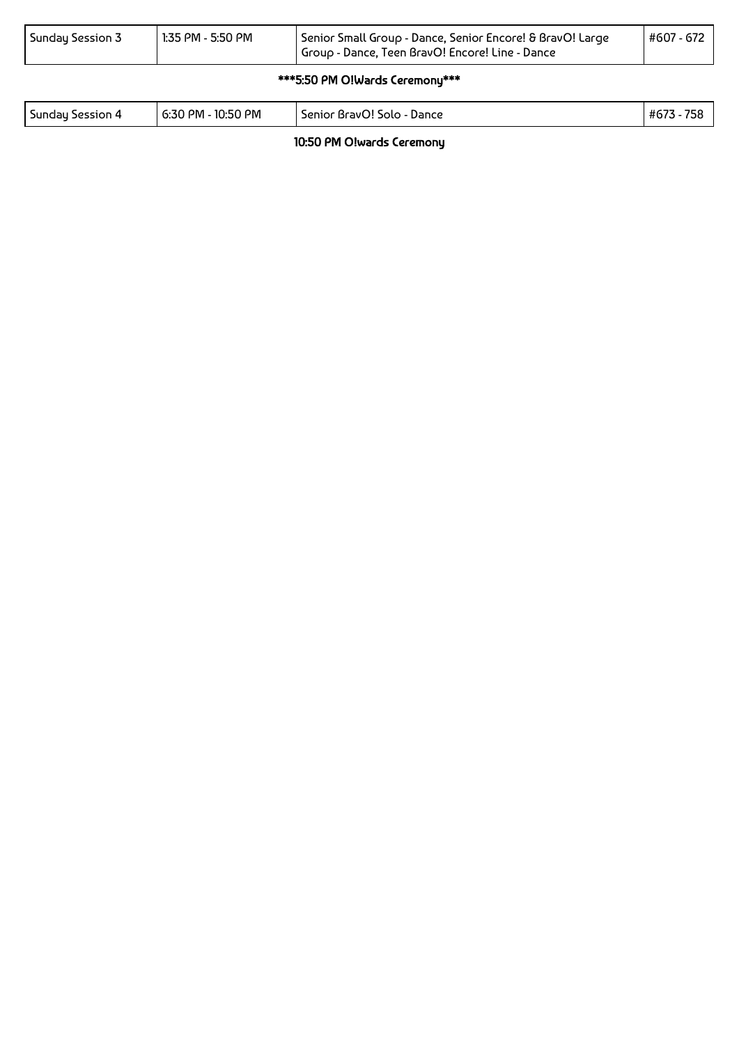| | | | |
|---|---|---|---|
| Sunday Session 3 | 1:35 PM - 5:50 PM | Senior Small Group - Dance, Senior Encore! & BravO! Large Group - Dance, Teen BravO! Encore! Line - Dance | #607 - 672 |

**\*\*\*5:50 PM O!Wards Ceremony\*\*\***

| | | | |
|---|---|---|---|
| Sunday Session 4 | 6:30 PM - 10:50 PM | Senior BravO! Solo - Dance | #673 - 758 |

**10:50 PM O!wards Ceremony**